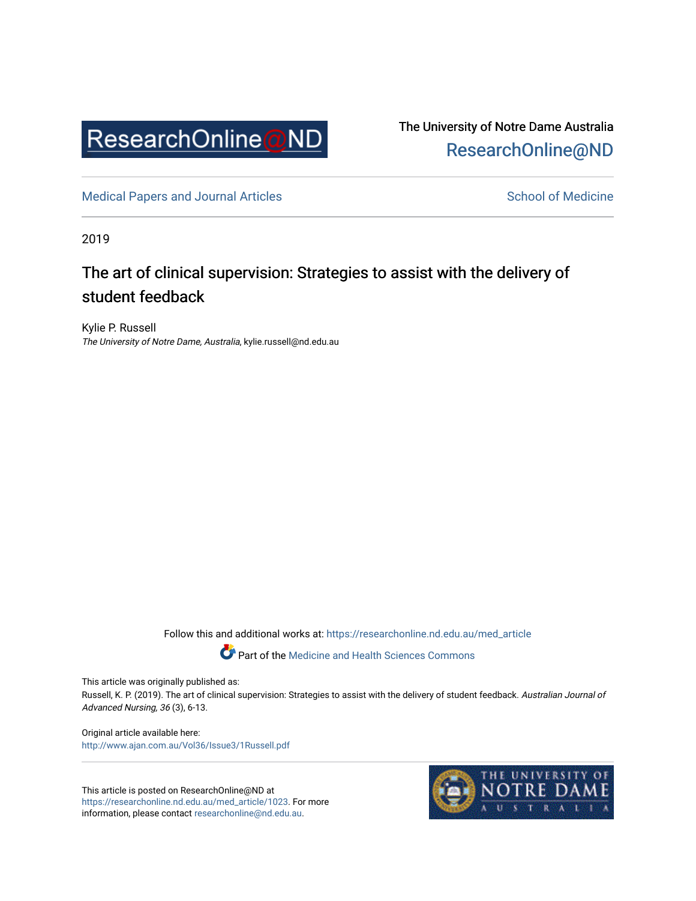ResearchOnline@ND

The University of Notre Dame Australia
ResearchOnline@ND

Medical Papers and Journal Articles

School of Medicine

2019

# The art of clinical supervision: Strategies to assist with the delivery of student feedback

Kylie P. Russell
*The University of Notre Dame, Australia*, kylie.russell@nd.edu.au

Follow this and additional works at: https://researchonline.nd.edu.au/med_article

Part of the Medicine and Health Sciences Commons

This article was originally published as:
Russell, K. P. (2019). The art of clinical supervision: Strategies to assist with the delivery of student feedback. *Australian Journal of Advanced Nursing, 36* (3), 6-13.

Original article available here:
http://www.ajan.com.au/Vol36/Issue3/1Russell.pdf

This article is posted on ResearchOnline@ND at https://researchonline.nd.edu.au/med_article/1023. For more information, please contact researchonline@nd.edu.au.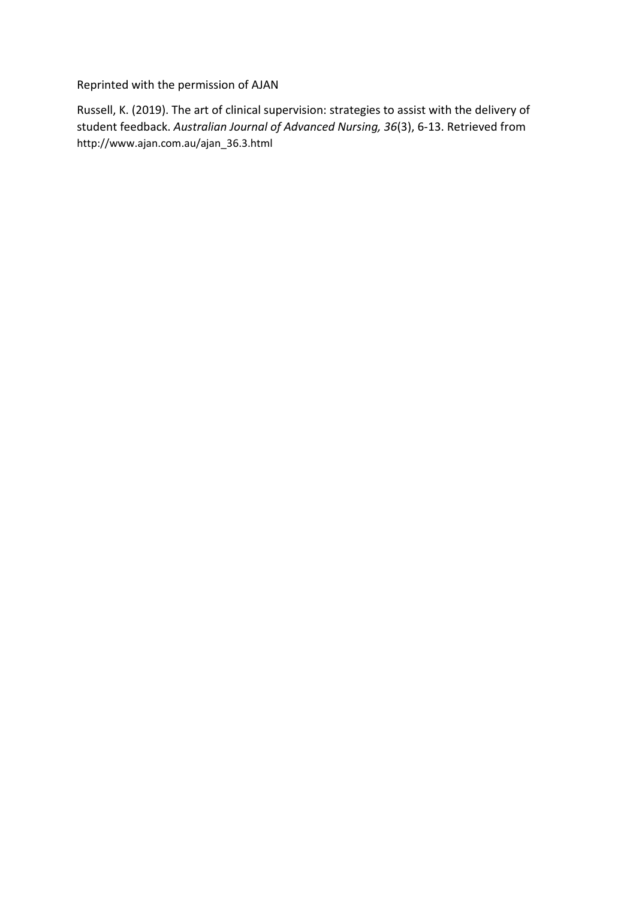Reprinted with the permission of AJAN

Russell, K. (2019). The art of clinical supervision: strategies to assist with the delivery of student feedback. *Australian Journal of Advanced Nursing, 36*(3), 6-13. Retrieved from http://www.ajan.com.au/ajan_36.3.html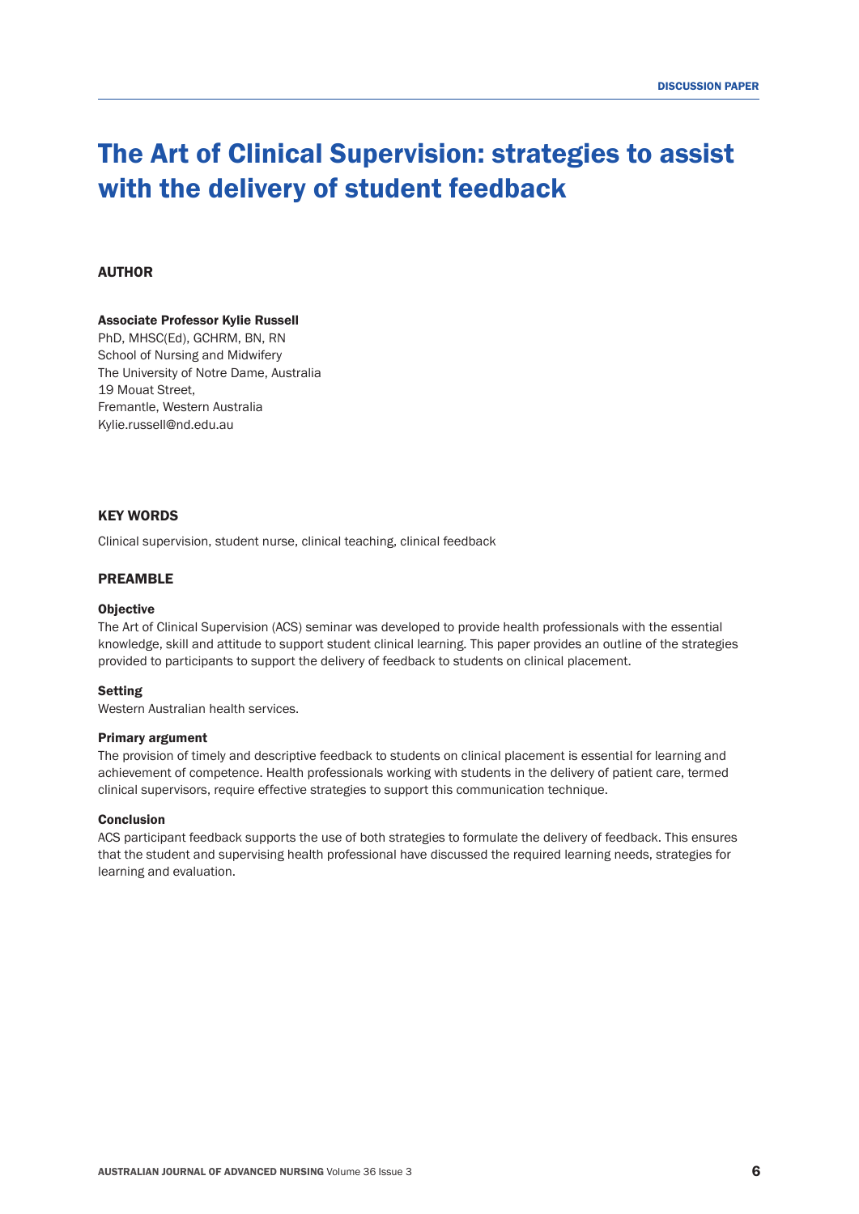DISCUSSION PAPER

# The Art of Clinical Supervision: strategies to assist with the delivery of student feedback

## AUTHOR

**Associate Professor Kylie Russell**
PhD, MHSC(Ed), GCHRM, BN, RN
School of Nursing and Midwifery
The University of Notre Dame, Australia
19 Mouat Street,
Fremantle, Western Australia
Kylie.russell@nd.edu.au

## KEY WORDS

Clinical supervision, student nurse, clinical teaching, clinical feedback

## PREAMBLE

### Objective

The Art of Clinical Supervision (ACS) seminar was developed to provide health professionals with the essential knowledge, skill and attitude to support student clinical learning. This paper provides an outline of the strategies provided to participants to support the delivery of feedback to students on clinical placement.

### Setting

Western Australian health services.

### Primary argument

The provision of timely and descriptive feedback to students on clinical placement is essential for learning and achievement of competence. Health professionals working with students in the delivery of patient care, termed clinical supervisors, require effective strategies to support this communication technique.

### Conclusion

ACS participant feedback supports the use of both strategies to formulate the delivery of feedback. This ensures that the student and supervising health professional have discussed the required learning needs, strategies for learning and evaluation.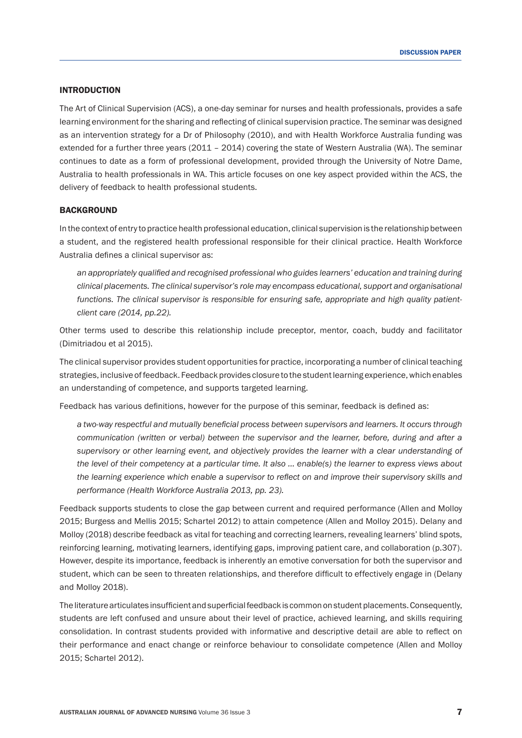## INTRODUCTION

The Art of Clinical Supervision (ACS), a one-day seminar for nurses and health professionals, provides a safe learning environment for the sharing and reflecting of clinical supervision practice. The seminar was designed as an intervention strategy for a Dr of Philosophy (2010), and with Health Workforce Australia funding was extended for a further three years (2011 – 2014) covering the state of Western Australia (WA). The seminar continues to date as a form of professional development, provided through the University of Notre Dame, Australia to health professionals in WA. This article focuses on one key aspect provided within the ACS, the delivery of feedback to health professional students.

## BACKGROUND

In the context of entry to practice health professional education, clinical supervision is the relationship between a student, and the registered health professional responsible for their clinical practice. Health Workforce Australia defines a clinical supervisor as:

> *an appropriately qualified and recognised professional who guides learners' education and training during clinical placements. The clinical supervisor's role may encompass educational, support and organisational functions. The clinical supervisor is responsible for ensuring safe, appropriate and high quality patient-client care (2014, pp.22).*

Other terms used to describe this relationship include preceptor, mentor, coach, buddy and facilitator (Dimitriadou et al 2015).

The clinical supervisor provides student opportunities for practice, incorporating a number of clinical teaching strategies, inclusive of feedback. Feedback provides closure to the student learning experience, which enables an understanding of competence, and supports targeted learning.

Feedback has various definitions, however for the purpose of this seminar, feedback is defined as:

> *a two-way respectful and mutually beneficial process between supervisors and learners. It occurs through communication (written or verbal) between the supervisor and the learner, before, during and after a supervisory or other learning event, and objectively provides the learner with a clear understanding of the level of their competency at a particular time. It also … enable(s) the learner to express views about the learning experience which enable a supervisor to reflect on and improve their supervisory skills and performance (Health Workforce Australia 2013, pp. 23).*

Feedback supports students to close the gap between current and required performance (Allen and Molloy 2015; Burgess and Mellis 2015; Schartel 2012) to attain competence (Allen and Molloy 2015). Delany and Molloy (2018) describe feedback as vital for teaching and correcting learners, revealing learners' blind spots, reinforcing learning, motivating learners, identifying gaps, improving patient care, and collaboration (p.307). However, despite its importance, feedback is inherently an emotive conversation for both the supervisor and student, which can be seen to threaten relationships, and therefore difficult to effectively engage in (Delany and Molloy 2018).

The literature articulates insufficient and superficial feedback is common on student placements. Consequently, students are left confused and unsure about their level of practice, achieved learning, and skills requiring consolidation. In contrast students provided with informative and descriptive detail are able to reflect on their performance and enact change or reinforce behaviour to consolidate competence (Allen and Molloy 2015; Schartel 2012).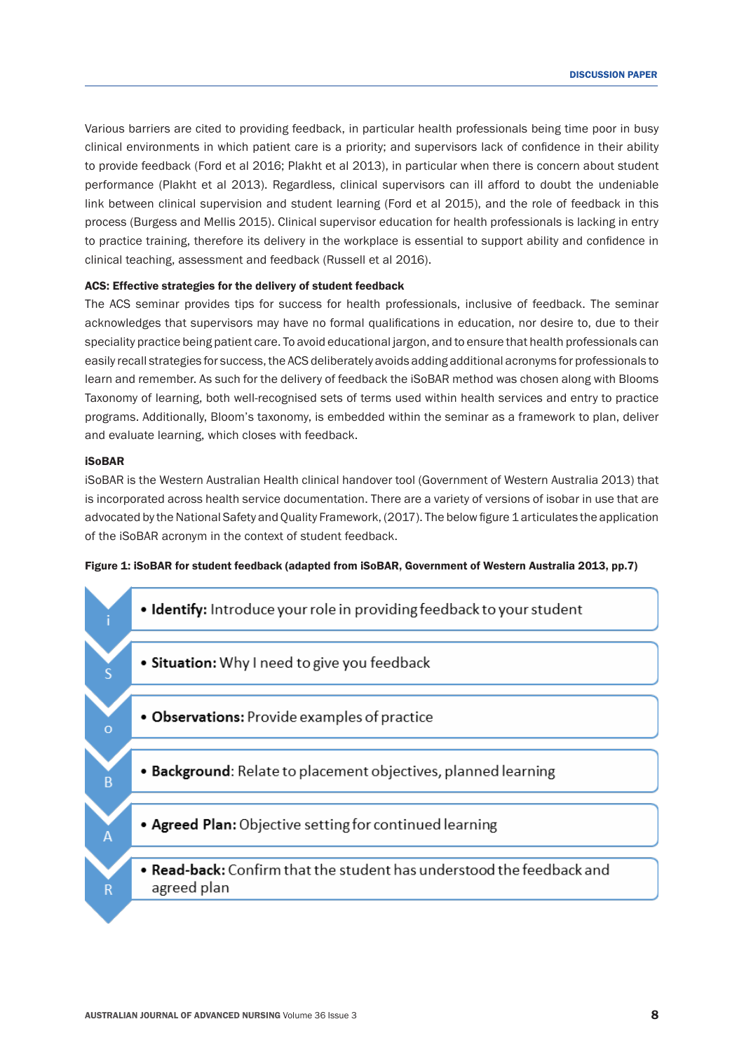Various barriers are cited to providing feedback, in particular health professionals being time poor in busy clinical environments in which patient care is a priority; and supervisors lack of confidence in their ability to provide feedback (Ford et al 2016; Plakht et al 2013), in particular when there is concern about student performance (Plakht et al 2013). Regardless, clinical supervisors can ill afford to doubt the undeniable link between clinical supervision and student learning (Ford et al 2015), and the role of feedback in this process (Burgess and Mellis 2015). Clinical supervisor education for health professionals is lacking in entry to practice training, therefore its delivery in the workplace is essential to support ability and confidence in clinical teaching, assessment and feedback (Russell et al 2016).

### ACS: Effective strategies for the delivery of student feedback

The ACS seminar provides tips for success for health professionals, inclusive of feedback. The seminar acknowledges that supervisors may have no formal qualifications in education, nor desire to, due to their speciality practice being patient care. To avoid educational jargon, and to ensure that health professionals can easily recall strategies for success, the ACS deliberately avoids adding additional acronyms for professionals to learn and remember. As such for the delivery of feedback the iSoBAR method was chosen along with Blooms Taxonomy of learning, both well-recognised sets of terms used within health services and entry to practice programs. Additionally, Bloom's taxonomy, is embedded within the seminar as a framework to plan, deliver and evaluate learning, which closes with feedback.

### iSoBAR

iSoBAR is the Western Australian Health clinical handover tool (Government of Western Australia 2013) that is incorporated across health service documentation. There are a variety of versions of isobar in use that are advocated by the National Safety and Quality Framework, (2017). The below figure 1 articulates the application of the iSoBAR acronym in the context of student feedback.

**Figure 1: iSoBAR for student feedback (adapted from iSoBAR, Government of Western Australia 2013, pp.7)**

| | |
|---|---|
| i | • **Identify:** Introduce your role in providing feedback to your student |
| S | • **Situation:** Why I need to give you feedback |
| o | • **Observations:** Provide examples of practice |
| B | • **Background**: Relate to placement objectives, planned learning |
| A | • **Agreed Plan:** Objective setting for continued learning |
| R | • **Read-back:** Confirm that the student has understood the feedback and agreed plan |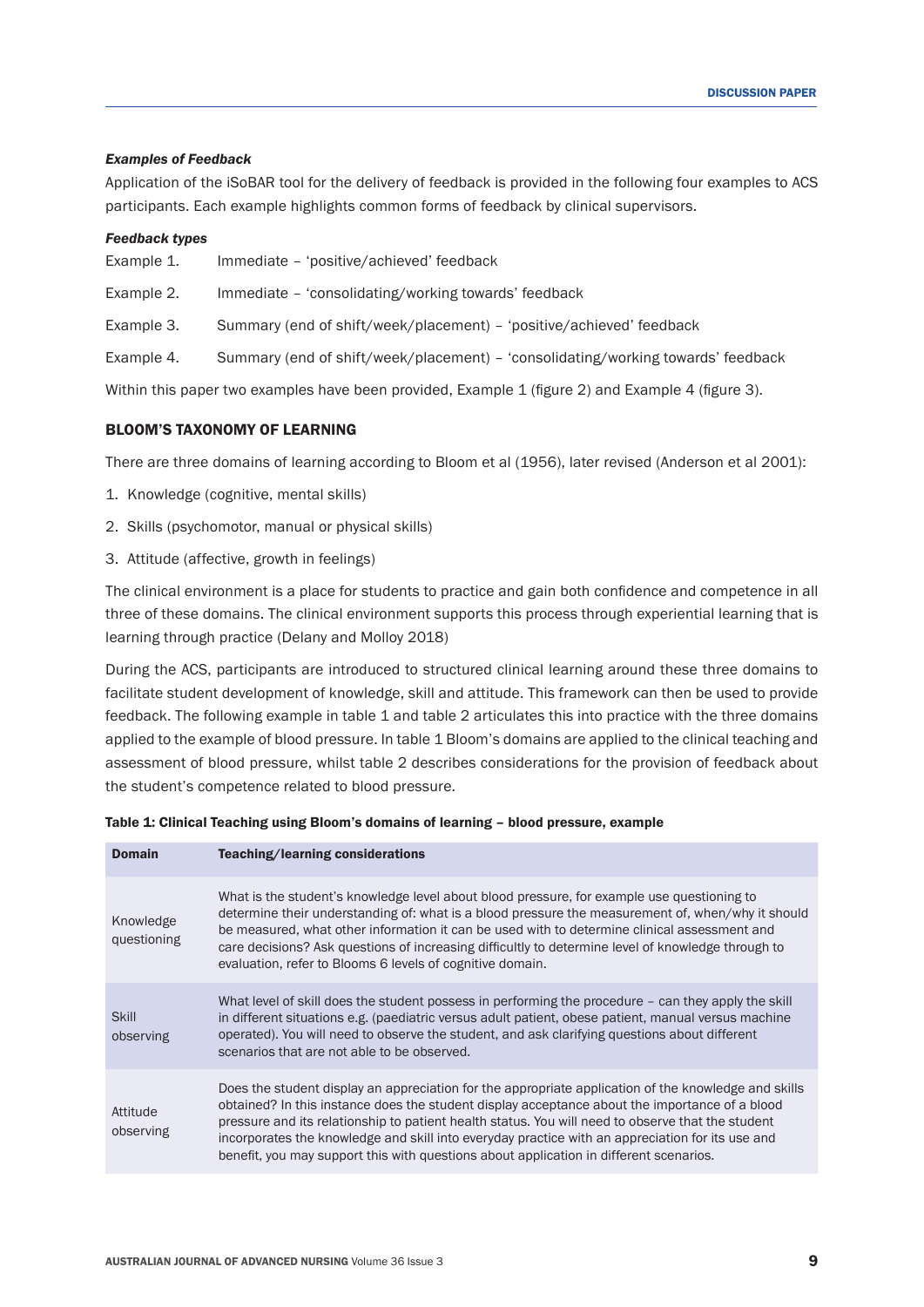***Examples of Feedback***

Application of the iSoBAR tool for the delivery of feedback is provided in the following four examples to ACS participants. Each example highlights common forms of feedback by clinical supervisors.

***Feedback types***

Example 1. Immediate – 'positive/achieved' feedback

Example 2. Immediate – 'consolidating/working towards' feedback

Example 3. Summary (end of shift/week/placement) – 'positive/achieved' feedback

Example 4. Summary (end of shift/week/placement) – 'consolidating/working towards' feedback

Within this paper two examples have been provided, Example 1 (figure 2) and Example 4 (figure 3).

## BLOOM'S TAXONOMY OF LEARNING

There are three domains of learning according to Bloom et al (1956), later revised (Anderson et al 2001):

1. Knowledge (cognitive, mental skills)
2. Skills (psychomotor, manual or physical skills)
3. Attitude (affective, growth in feelings)

The clinical environment is a place for students to practice and gain both confidence and competence in all three of these domains. The clinical environment supports this process through experiential learning that is learning through practice (Delany and Molloy 2018)

During the ACS, participants are introduced to structured clinical learning around these three domains to facilitate student development of knowledge, skill and attitude. This framework can then be used to provide feedback. The following example in table 1 and table 2 articulates this into practice with the three domains applied to the example of blood pressure. In table 1 Bloom's domains are applied to the clinical teaching and assessment of blood pressure, whilst table 2 describes considerations for the provision of feedback about the student's competence related to blood pressure.

**Table 1: Clinical Teaching using Bloom's domains of learning – blood pressure, example**

| Domain | Teaching/learning considerations |
|---|---|
| Knowledge questioning | What is the student's knowledge level about blood pressure, for example use questioning to determine their understanding of: what is a blood pressure the measurement of, when/why it should be measured, what other information it can be used with to determine clinical assessment and care decisions? Ask questions of increasing difficultly to determine level of knowledge through to evaluation, refer to Blooms 6 levels of cognitive domain. |
| Skill observing | What level of skill does the student possess in performing the procedure – can they apply the skill in different situations e.g. (paediatric versus adult patient, obese patient, manual versus machine operated). You will need to observe the student, and ask clarifying questions about different scenarios that are not able to be observed. |
| Attitude observing | Does the student display an appreciation for the appropriate application of the knowledge and skills obtained? In this instance does the student display acceptance about the importance of a blood pressure and its relationship to patient health status. You will need to observe that the student incorporates the knowledge and skill into everyday practice with an appreciation for its use and benefit, you may support this with questions about application in different scenarios. |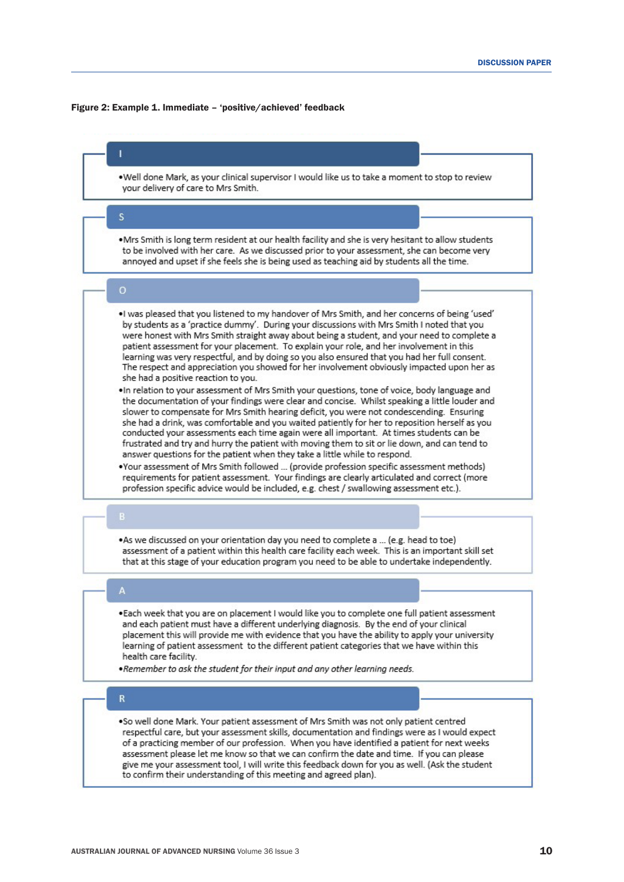**Figure 2: Example 1. Immediate – 'positive/achieved' feedback**

**I**

- Well done Mark, as your clinical supervisor I would like us to take a moment to stop to review your delivery of care to Mrs Smith.

**S**

- Mrs Smith is long term resident at our health facility and she is very hesitant to allow students to be involved with her care. As we discussed prior to your assessment, she can become very annoyed and upset if she feels she is being used as teaching aid by students all the time.

**O**

- I was pleased that you listened to my handover of Mrs Smith, and her concerns of being 'used' by students as a 'practice dummy'. During your discussions with Mrs Smith I noted that you were honest with Mrs Smith straight away about being a student, and your need to complete a patient assessment for your placement. To explain your role, and her involvement in this learning was very respectful, and by doing so you also ensured that you had her full consent. The respect and appreciation you showed for her involvement obviously impacted upon her as she had a positive reaction to you.
- In relation to your assessment of Mrs Smith your questions, tone of voice, body language and the documentation of your findings were clear and concise. Whilst speaking a little louder and slower to compensate for Mrs Smith hearing deficit, you were not condescending. Ensuring she had a drink, was comfortable and you waited patiently for her to reposition herself as you conducted your assessments each time again were all important. At times students can be frustrated and try and hurry the patient with moving them to sit or lie down, and can tend to answer questions for the patient when they take a little while to respond.
- Your assessment of Mrs Smith followed ... (provide profession specific assessment methods) requirements for patient assessment. Your findings are clearly articulated and correct (more profession specific advice would be included, e.g. chest / swallowing assessment etc.).

**B**

- As we discussed on your orientation day you need to complete a ... (e.g. head to toe) assessment of a patient within this health care facility each week. This is an important skill set that at this stage of your education program you need to be able to undertake independently.

**A**

- Each week that you are on placement I would like you to complete one full patient assessment and each patient must have a different underlying diagnosis. By the end of your clinical placement this will provide me with evidence that you have the ability to apply your university learning of patient assessment to the different patient categories that we have within this health care facility.
- *Remember to ask the student for their input and any other learning needs.*

**R**

- So well done Mark. Your patient assessment of Mrs Smith was not only patient centred respectful care, but your assessment skills, documentation and findings were as I would expect of a practicing member of our profession. When you have identified a patient for next weeks assessment please let me know so that we can confirm the date and time. If you can please give me your assessment tool, I will write this feedback down for you as well. (Ask the student to confirm their understanding of this meeting and agreed plan).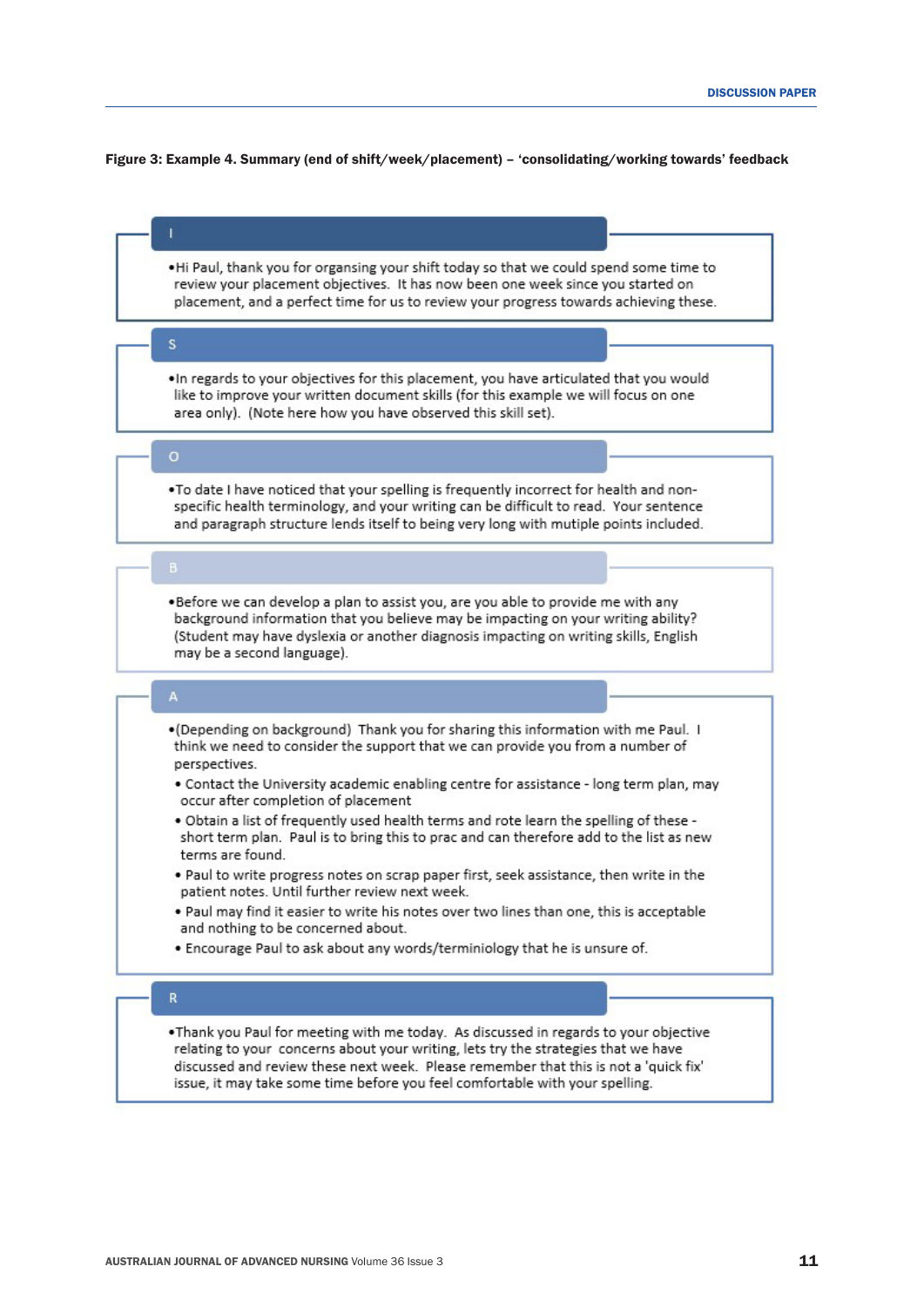**Figure 3: Example 4. Summary (end of shift/week/placement) – 'consolidating/working towards' feedback**

**I**

- Hi Paul, thank you for organsing your shift today so that we could spend some time to review your placement objectives. It has now been one week since you started on placement, and a perfect time for us to review your progress towards achieving these.

**S**

- In regards to your objectives for this placement, you have articulated that you would like to improve your written document skills (for this example we will focus on one area only). (Note here how you have observed this skill set).

**O**

- To date I have noticed that your spelling is frequently incorrect for health and non-specific health terminology, and your writing can be difficult to read. Your sentence and paragraph structure lends itself to being very long with mutiple points included.

**B**

- Before we can develop a plan to assist you, are you able to provide me with any background information that you believe may be impacting on your writing ability? (Student may have dyslexia or another diagnosis impacting on writing skills, English may be a second language).

**A**

- (Depending on background) Thank you for sharing this information with me Paul. I think we need to consider the support that we can provide you from a number of perspectives.
  - Contact the University academic enabling centre for assistance - long term plan, may occur after completion of placement
  - Obtain a list of frequently used health terms and rote learn the spelling of these - short term plan. Paul is to bring this to prac and can therefore add to the list as new terms are found.
  - Paul to write progress notes on scrap paper first, seek assistance, then write in the patient notes. Until further review next week.
  - Paul may find it easier to write his notes over two lines than one, this is acceptable and nothing to be concerned about.
  - Encourage Paul to ask about any words/terminiology that he is unsure of.

**R**

- Thank you Paul for meeting with me today. As discussed in regards to your objective relating to your concerns about your writing, lets try the strategies that we have discussed and review these next week. Please remember that this is not a 'quick fix' issue, it may take some time before you feel comfortable with your spelling.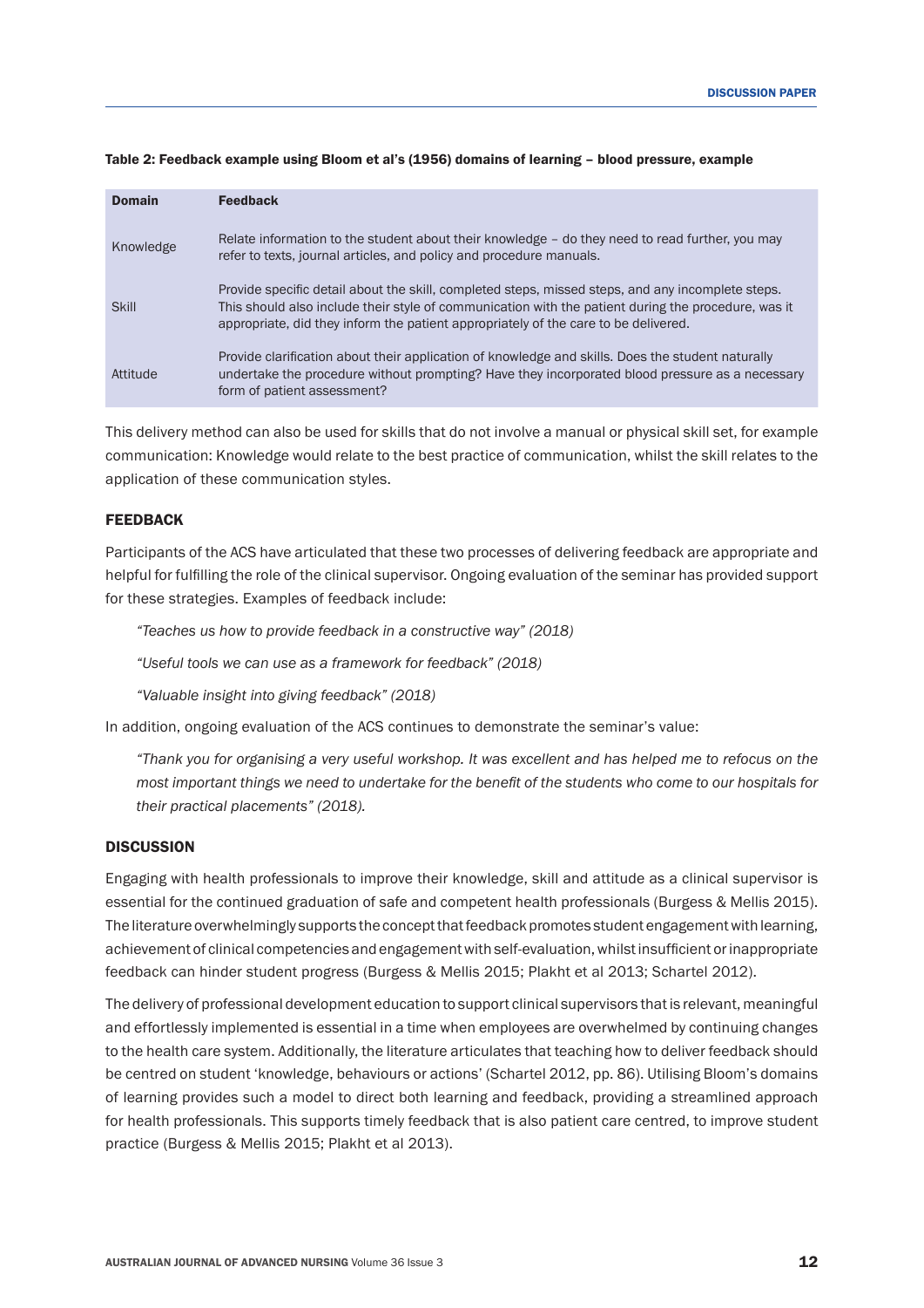**Table 2: Feedback example using Bloom et al's (1956) domains of learning – blood pressure, example**

| Domain | Feedback |
| --- | --- |
| Knowledge | Relate information to the student about their knowledge – do they need to read further, you may refer to texts, journal articles, and policy and procedure manuals. |
| Skill | Provide specific detail about the skill, completed steps, missed steps, and any incomplete steps. This should also include their style of communication with the patient during the procedure, was it appropriate, did they inform the patient appropriately of the care to be delivered. |
| Attitude | Provide clarification about their application of knowledge and skills. Does the student naturally undertake the procedure without prompting? Have they incorporated blood pressure as a necessary form of patient assessment? |

This delivery method can also be used for skills that do not involve a manual or physical skill set, for example communication: Knowledge would relate to the best practice of communication, whilst the skill relates to the application of these communication styles.

## FEEDBACK

Participants of the ACS have articulated that these two processes of delivering feedback are appropriate and helpful for fulfilling the role of the clinical supervisor. Ongoing evaluation of the seminar has provided support for these strategies. Examples of feedback include:

> *"Teaches us how to provide feedback in a constructive way" (2018)*
>
> *"Useful tools we can use as a framework for feedback" (2018)*
>
> *"Valuable insight into giving feedback" (2018)*

In addition, ongoing evaluation of the ACS continues to demonstrate the seminar's value:

> *"Thank you for organising a very useful workshop. It was excellent and has helped me to refocus on the most important things we need to undertake for the benefit of the students who come to our hospitals for their practical placements" (2018).*

## DISCUSSION

Engaging with health professionals to improve their knowledge, skill and attitude as a clinical supervisor is essential for the continued graduation of safe and competent health professionals (Burgess & Mellis 2015). The literature overwhelmingly supports the concept that feedback promotes student engagement with learning, achievement of clinical competencies and engagement with self-evaluation, whilst insufficient or inappropriate feedback can hinder student progress (Burgess & Mellis 2015; Plakht et al 2013; Schartel 2012).

The delivery of professional development education to support clinical supervisors that is relevant, meaningful and effortlessly implemented is essential in a time when employees are overwhelmed by continuing changes to the health care system. Additionally, the literature articulates that teaching how to deliver feedback should be centred on student 'knowledge, behaviours or actions' (Schartel 2012, pp. 86). Utilising Bloom's domains of learning provides such a model to direct both learning and feedback, providing a streamlined approach for health professionals. This supports timely feedback that is also patient care centred, to improve student practice (Burgess & Mellis 2015; Plakht et al 2013).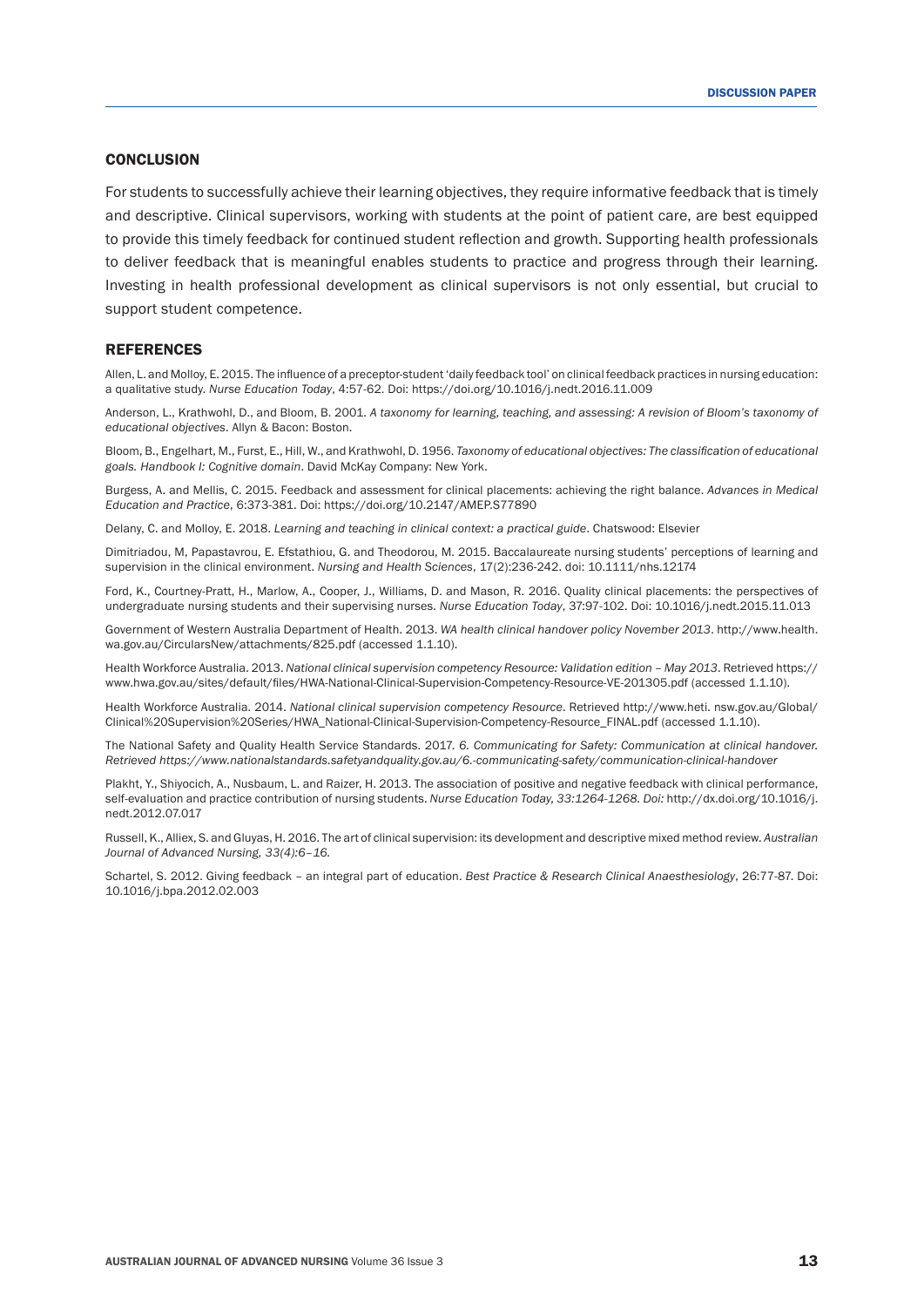## CONCLUSION

For students to successfully achieve their learning objectives, they require informative feedback that is timely and descriptive. Clinical supervisors, working with students at the point of patient care, are best equipped to provide this timely feedback for continued student reflection and growth. Supporting health professionals to deliver feedback that is meaningful enables students to practice and progress through their learning. Investing in health professional development as clinical supervisors is not only essential, but crucial to support student competence.

## REFERENCES

Allen, L. and Molloy, E. 2015. The influence of a preceptor-student 'daily feedback tool' on clinical feedback practices in nursing education: a qualitative study. *Nurse Education Today*, 4:57-62. Doi: https://doi.org/10.1016/j.nedt.2016.11.009

Anderson, L., Krathwohl, D., and Bloom, B. 2001. *A taxonomy for learning, teaching, and assessing: A revision of Bloom's taxonomy of educational objectives*. Allyn & Bacon: Boston.

Bloom, B., Engelhart, M., Furst, E., Hill, W., and Krathwohl, D. 1956. *Taxonomy of educational objectives: The classification of educational goals. Handbook I: Cognitive domain*. David McKay Company: New York.

Burgess, A. and Mellis, C. 2015. Feedback and assessment for clinical placements: achieving the right balance. *Advances in Medical Education and Practice*, 6:373-381. Doi: https://doi.org/10.2147/AMEP.S77890

Delany, C. and Molloy, E. 2018. *Learning and teaching in clinical context: a practical guide*. Chatswood: Elsevier

Dimitriadou, M, Papastavrou, E. Efstathiou, G. and Theodorou, M. 2015. Baccalaureate nursing students' perceptions of learning and supervision in the clinical environment. *Nursing and Health Sciences*, 17(2):236-242. doi: 10.1111/nhs.12174

Ford, K., Courtney-Pratt, H., Marlow, A., Cooper, J., Williams, D. and Mason, R. 2016. Quality clinical placements: the perspectives of undergraduate nursing students and their supervising nurses. *Nurse Education Today*, 37:97-102. Doi: 10.1016/j.nedt.2015.11.013

Government of Western Australia Department of Health. 2013. *WA health clinical handover policy November 2013*. http://www.health.wa.gov.au/CircularsNew/attachments/825.pdf (accessed 1.1.10).

Health Workforce Australia. 2013. *National clinical supervision competency Resource: Validation edition – May 2013*. Retrieved https://www.hwa.gov.au/sites/default/files/HWA-National-Clinical-Supervision-Competency-Resource-VE-201305.pdf (accessed 1.1.10).

Health Workforce Australia. 2014. *National clinical supervision competency Resource*. Retrieved http://www.heti.nsw.gov.au/Global/Clinical%20Supervision%20Series/HWA_National-Clinical-Supervision-Competency-Resource_FINAL.pdf (accessed 1.1.10).

The National Safety and Quality Health Service Standards. 2017. *6. Communicating for Safety: Communication at clinical handover. Retrieved https://www.nationalstandards.safetyandquality.gov.au/6.-communicating-safety/communication-clinical-handover*

Plakht, Y., Shiyocich, A., Nusbaum, L. and Raizer, H. 2013. The association of positive and negative feedback with clinical performance, self-evaluation and practice contribution of nursing students. *Nurse Education Today, 33:1264-1268. Doi:* http://dx.doi.org/10.1016/j.nedt.2012.07.017

Russell, K., Alliex, S. and Gluyas, H. 2016. The art of clinical supervision: its development and descriptive mixed method review. *Australian Journal of Advanced Nursing, 33(4):6–16.*

Schartel, S. 2012. Giving feedback – an integral part of education. *Best Practice & Research Clinical Anaesthesiology*, 26:77-87. Doi: 10.1016/j.bpa.2012.02.003